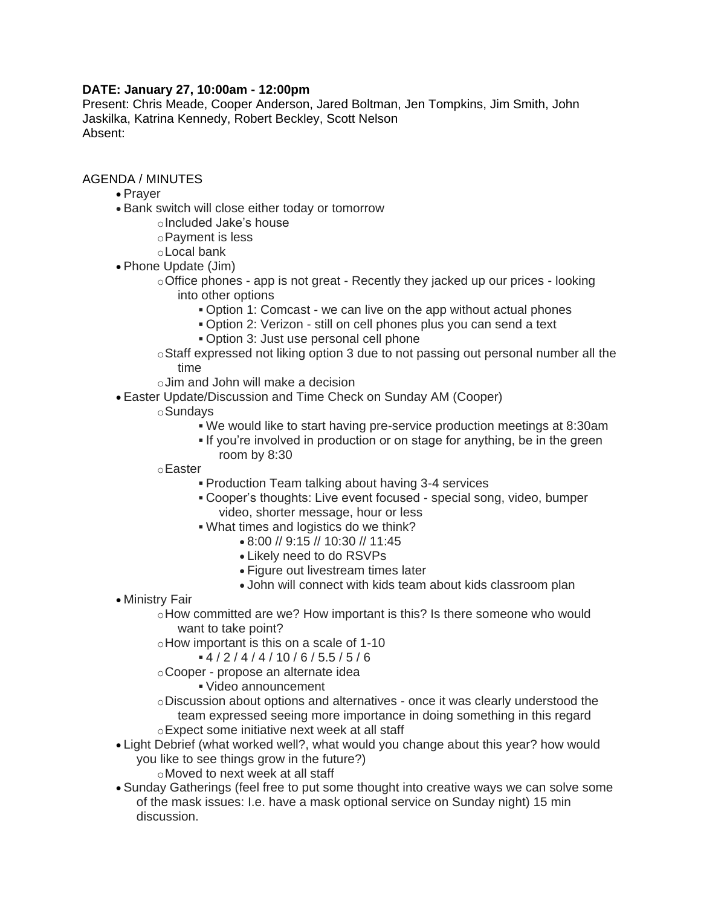**DATE: January 27, 10:00am - 12:00pm**
Present: Chris Meade, Cooper Anderson, Jared Boltman, Jen Tompkins, Jim Smith, John Jaskilka, Katrina Kennedy, Robert Beckley, Scott Nelson
Absent:

AGENDA / MINUTES

- Prayer
- Bank switch will close either today or tomorrow
  - Included Jake's house
  - Payment is less
  - Local bank
- Phone Update (Jim)
  - Office phones - app is not great - Recently they jacked up our prices - looking into other options
    - Option 1: Comcast - we can live on the app without actual phones
    - Option 2: Verizon - still on cell phones plus you can send a text
    - Option 3: Just use personal cell phone
  - Staff expressed not liking option 3 due to not passing out personal number all the time
  - Jim and John will make a decision
- Easter Update/Discussion and Time Check on Sunday AM (Cooper)
  - Sundays
    - We would like to start having pre-service production meetings at 8:30am
    - If you're involved in production or on stage for anything, be in the green room by 8:30
  - Easter
    - Production Team talking about having 3-4 services
    - Cooper's thoughts: Live event focused - special song, video, bumper video, shorter message, hour or less
    - What times and logistics do we think?
      - 8:00 // 9:15 // 10:30 // 11:45
      - Likely need to do RSVPs
      - Figure out livestream times later
      - John will connect with kids team about kids classroom plan
- Ministry Fair
  - How committed are we? How important is this? Is there someone who would want to take point?
  - How important is this on a scale of 1-10
    - 4 / 2 / 4 / 4 / 10 / 6 / 5.5 / 5 / 6
  - Cooper - propose an alternate idea
    - Video announcement
  - Discussion about options and alternatives - once it was clearly understood the team expressed seeing more importance in doing something in this regard
  - Expect some initiative next week at all staff
- Light Debrief (what worked well?, what would you change about this year? how would you like to see things grow in the future?)
  - Moved to next week at all staff
- Sunday Gatherings (feel free to put some thought into creative ways we can solve some of the mask issues: I.e. have a mask optional service on Sunday night) 15 min discussion.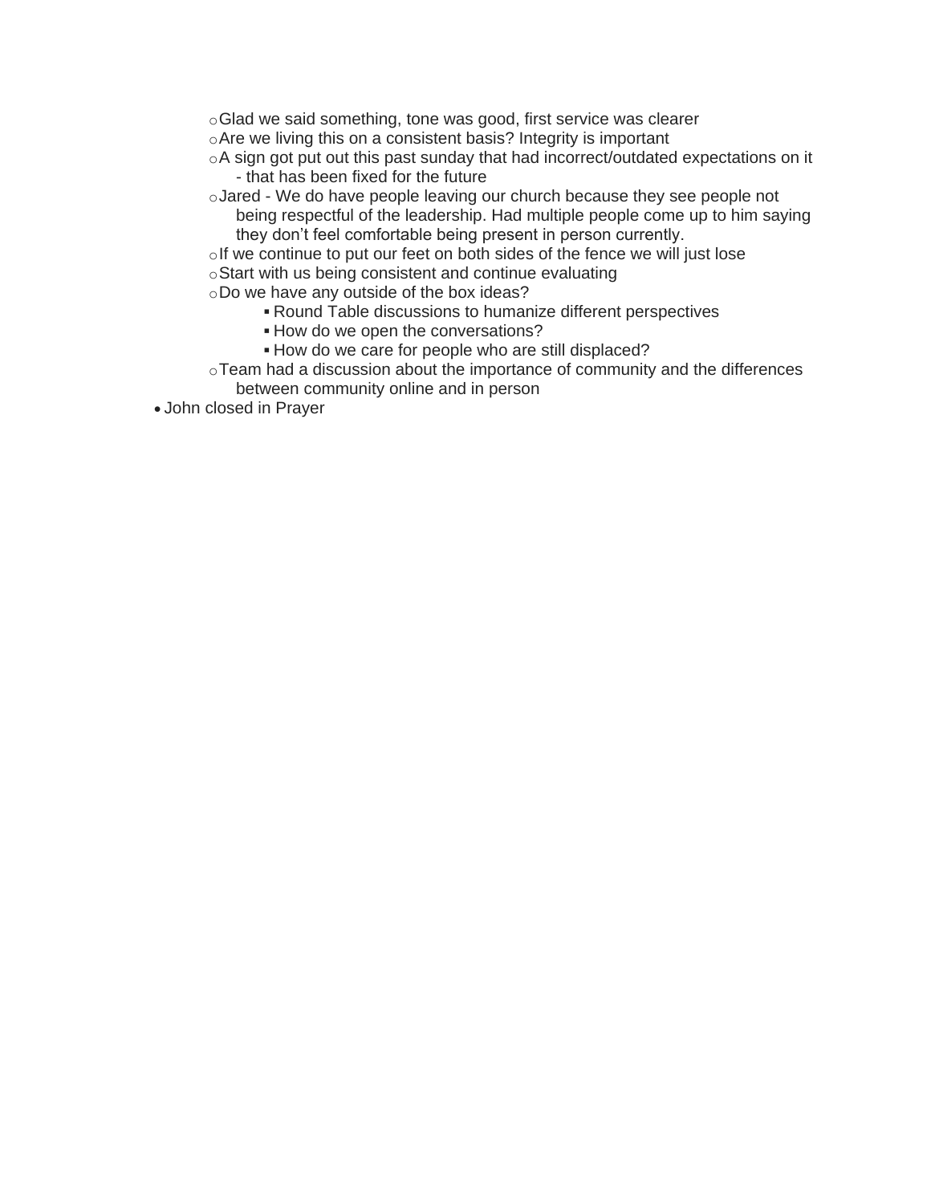- Glad we said something, tone was good, first service was clearer
  - Are we living this on a consistent basis? Integrity is important
  - A sign got put out this past sunday that had incorrect/outdated expectations on it - that has been fixed for the future
  - Jared - We do have people leaving our church because they see people not being respectful of the leadership. Had multiple people come up to him saying they don't feel comfortable being present in person currently.
  - If we continue to put our feet on both sides of the fence we will just lose
  - Start with us being consistent and continue evaluating
  - Do we have any outside of the box ideas?
    - Round Table discussions to humanize different perspectives
    - How do we open the conversations?
    - How do we care for people who are still displaced?
  - Team had a discussion about the importance of community and the differences between community online and in person
- John closed in Prayer